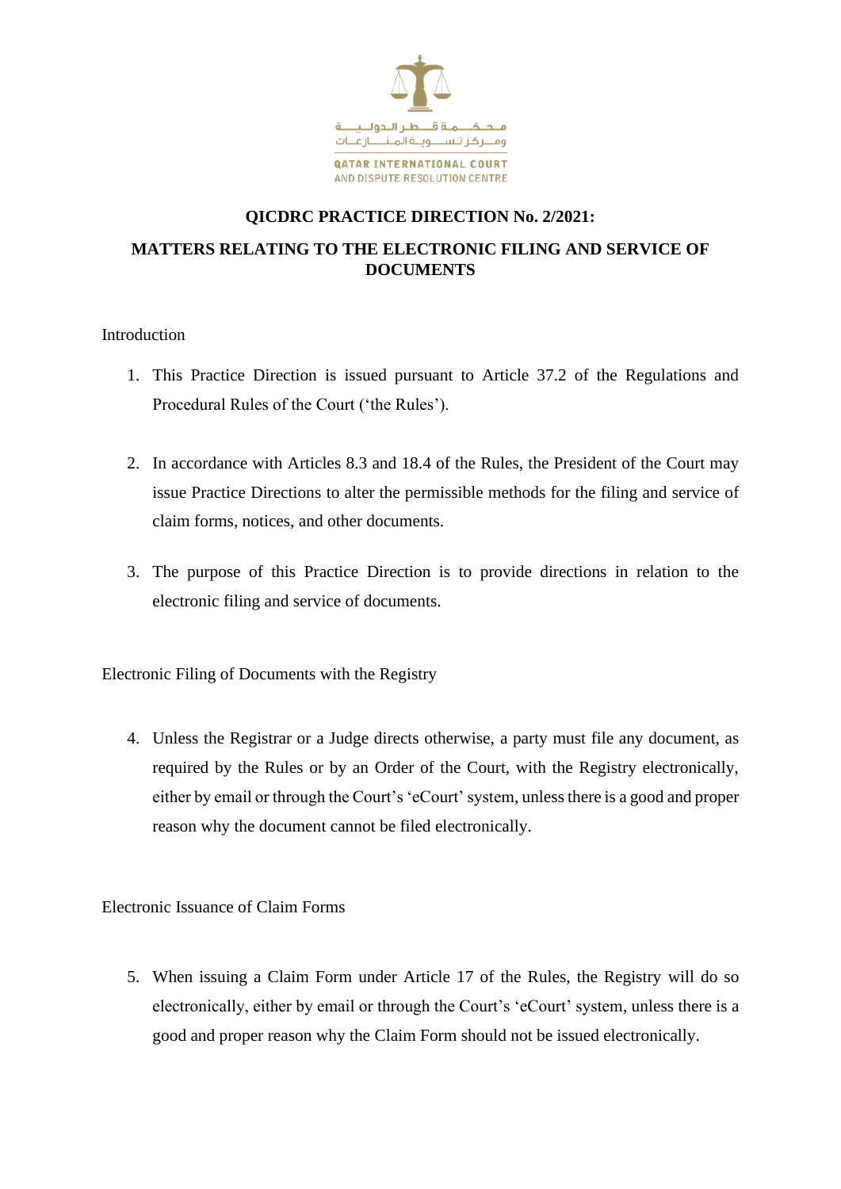محكمة قطر الدولية ومركز تسوية المنازعات

QATAR INTERNATIONAL COURT AND DISPUTE RESOLUTION CENTRE

# QICDRC PRACTICE DIRECTION No. 2/2021:

# MATTERS RELATING TO THE ELECTRONIC FILING AND SERVICE OF DOCUMENTS

## Introduction

1. This Practice Direction is issued pursuant to Article 37.2 of the Regulations and Procedural Rules of the Court ('the Rules').

2. In accordance with Articles 8.3 and 18.4 of the Rules, the President of the Court may issue Practice Directions to alter the permissible methods for the filing and service of claim forms, notices, and other documents.

3. The purpose of this Practice Direction is to provide directions in relation to the electronic filing and service of documents.

## Electronic Filing of Documents with the Registry

4. Unless the Registrar or a Judge directs otherwise, a party must file any document, as required by the Rules or by an Order of the Court, with the Registry electronically, either by email or through the Court's 'eCourt' system, unless there is a good and proper reason why the document cannot be filed electronically.

## Electronic Issuance of Claim Forms

5. When issuing a Claim Form under Article 17 of the Rules, the Registry will do so electronically, either by email or through the Court's 'eCourt' system, unless there is a good and proper reason why the Claim Form should not be issued electronically.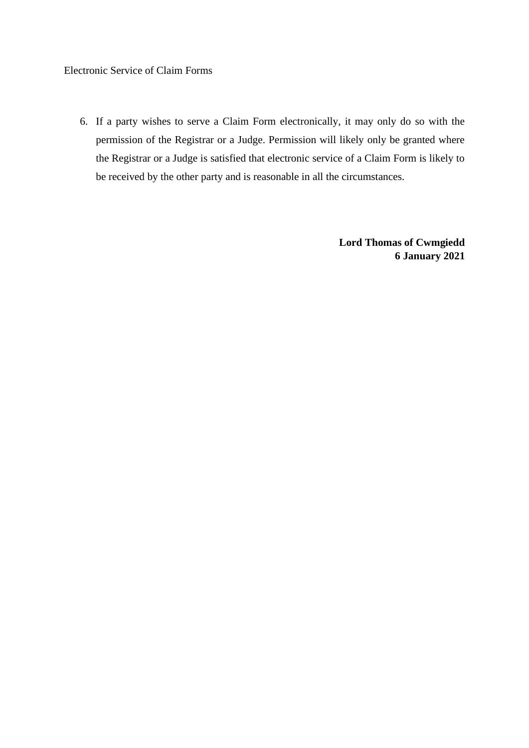Electronic Service of Claim Forms

6. If a party wishes to serve a Claim Form electronically, it may only do so with the permission of the Registrar or a Judge. Permission will likely only be granted where the Registrar or a Judge is satisfied that electronic service of a Claim Form is likely to be received by the other party and is reasonable in all the circumstances.

**Lord Thomas of Cwmgiedd**
**6 January 2021**